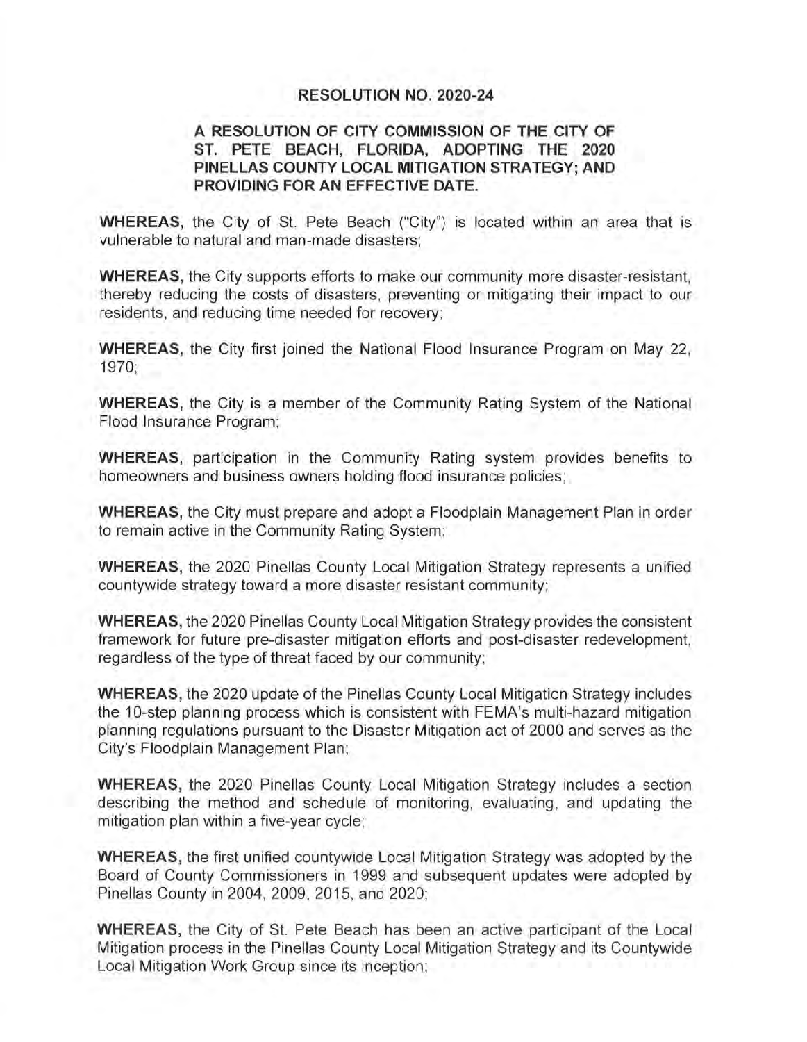# RESOLUTION NO. 2020-24

**A RESOLUTION OF CITY COMMISSION OF THE CITY OF ST. PETE BEACH, FLORIDA, ADOPTING THE 2020 PINELLAS COUNTY LOCAL MITIGATION STRATEGY; AND PROVIDING FOR AN EFFECTIVE DATE.**

**WHEREAS,** the City of St. Pete Beach ("City") is located within an area that is vulnerable to natural and man-made disasters;

**WHEREAS,** the City supports efforts to make our community more disaster-resistant, thereby reducing the costs of disasters, preventing or mitigating their impact to our residents, and reducing time needed for recovery;

**WHEREAS,** the City first joined the National Flood Insurance Program on May 22, 1970;

**WHEREAS,** the City is a member of the Community Rating System of the National Flood Insurance Program;

**WHEREAS,** participation in the Community Rating system provides benefits to homeowners and business owners holding flood insurance policies;

**WHEREAS,** the City must prepare and adopt a Floodplain Management Plan in order to remain active in the Community Rating System;

**WHEREAS,** the 2020 Pinellas County Local Mitigation Strategy represents a unified countywide strategy toward a more disaster resistant community;

**WHEREAS,** the 2020 Pinellas County Local Mitigation Strategy provides the consistent framework for future pre-disaster mitigation efforts and post-disaster redevelopment, regardless of the type of threat faced by our community;

**WHEREAS,** the 2020 update of the Pinellas County Local Mitigation Strategy includes the 10-step planning process which is consistent with FEMA's multi-hazard mitigation planning regulations pursuant to the Disaster Mitigation act of 2000 and serves as the City's Floodplain Management Plan;

**WHEREAS,** the 2020 Pinellas County Local Mitigation Strategy includes a section describing the method and schedule of monitoring, evaluating, and updating the mitigation plan within a five-year cycle;

**WHEREAS,** the first unified countywide Local Mitigation Strategy was adopted by the Board of County Commissioners in 1999 and subsequent updates were adopted by Pinellas County in 2004, 2009, 2015, and 2020;

**WHEREAS,** the City of St. Pete Beach has been an active participant of the Local Mitigation process in the Pinellas County Local Mitigation Strategy and its Countywide Local Mitigation Work Group since its inception;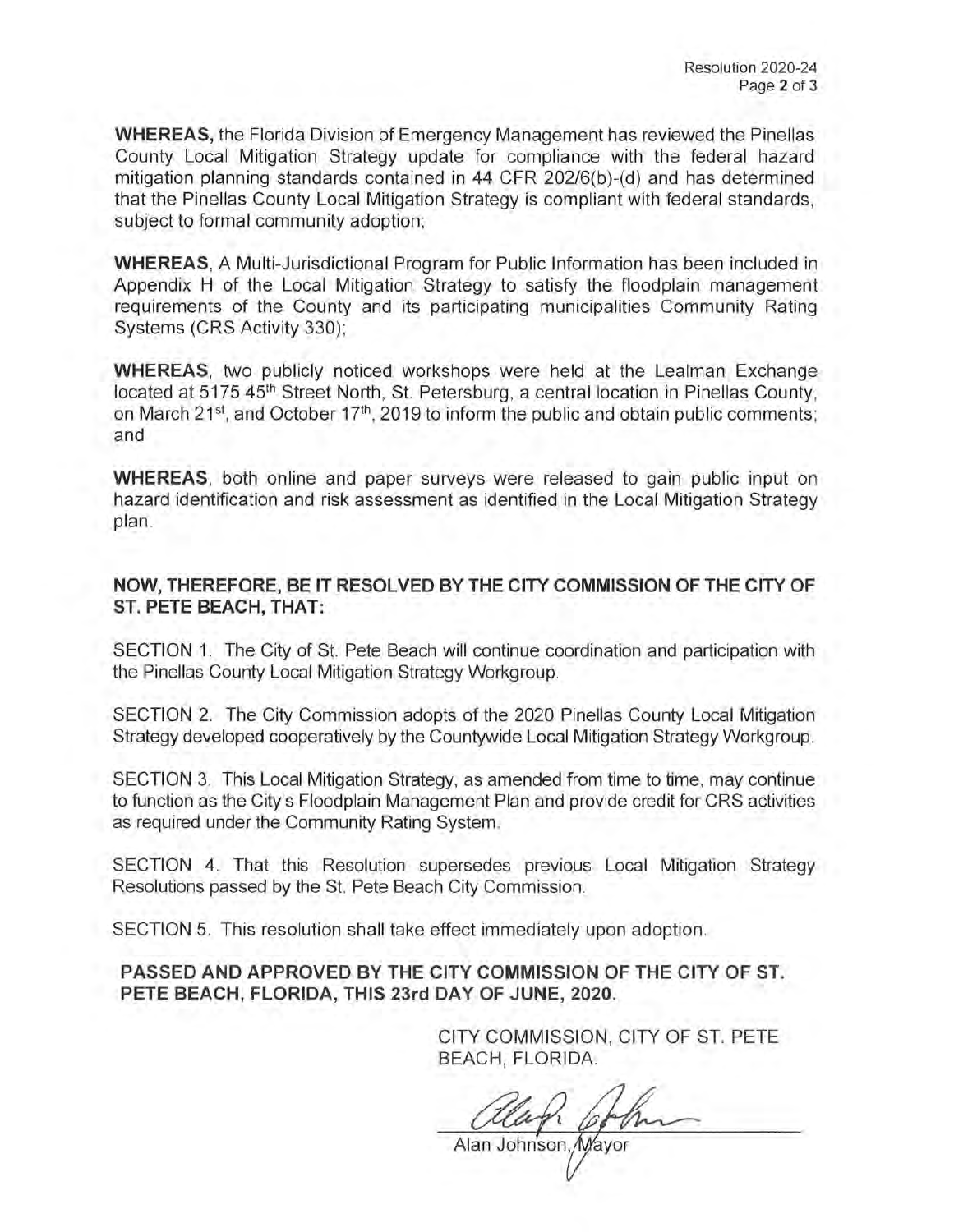**WHEREAS,** the Florida Division of Emergency Management has reviewed the Pinellas County Local Mitigation Strategy update for compliance with the federal hazard mitigation planning standards contained in 44 CFR 202/6(b)-(d) and has determined that the Pinellas County Local Mitigation Strategy is compliant with federal standards, subject to formal community adoption;

**WHEREAS**, A Multi-Jurisdictional Program for Public Information has been included in Appendix H of the Local Mitigation Strategy to satisfy the floodplain management requirements of the County and its participating municipalities Community Rating Systems (CRS Activity 330);

**WHEREAS**, two publicly noticed workshops were held at the Lealman Exchange located at 5175 45th Street North, St. Petersburg, a central location in Pinellas County, on March 21st, and October 17th, 2019 to inform the public and obtain public comments; and

**WHEREAS**, both online and paper surveys were released to gain public input on hazard identification and risk assessment as identified in the Local Mitigation Strategy plan.

**NOW, THEREFORE, BE IT RESOLVED BY THE CITY COMMISSION OF THE CITY OF ST. PETE BEACH, THAT:**

SECTION 1. The City of St. Pete Beach will continue coordination and participation with the Pinellas County Local Mitigation Strategy Workgroup.

SECTION 2. The City Commission adopts of the 2020 Pinellas County Local Mitigation Strategy developed cooperatively by the Countywide Local Mitigation Strategy Workgroup.

SECTION 3. This Local Mitigation Strategy, as amended from time to time, may continue to function as the City's Floodplain Management Plan and provide credit for CRS activities as required under the Community Rating System.

SECTION 4. That this Resolution supersedes previous Local Mitigation Strategy Resolutions passed by the St. Pete Beach City Commission.

SECTION 5. This resolution shall take effect immediately upon adoption.

**PASSED AND APPROVED BY THE CITY COMMISSION OF THE CITY OF ST. PETE BEACH, FLORIDA, THIS 23rd DAY OF JUNE, 2020.**

CITY COMMISSION, CITY OF ST. PETE BEACH, FLORIDA.

Alan Johnson, Mayor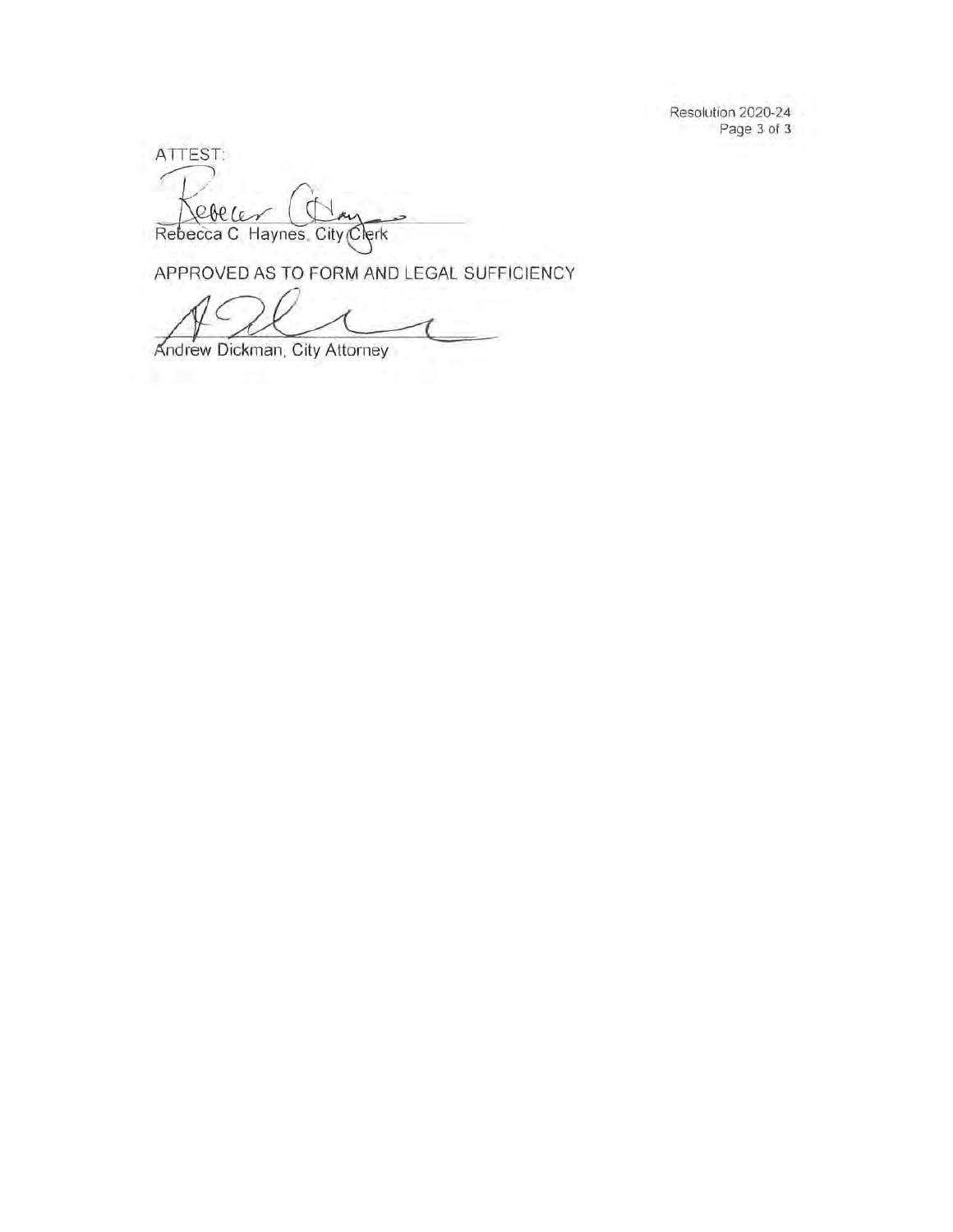ATTEST:

Rebecca C. Haynes, City Clerk

APPROVED AS TO FORM AND LEGAL SUFFICIENCY

Andrew Dickman, City Attorney